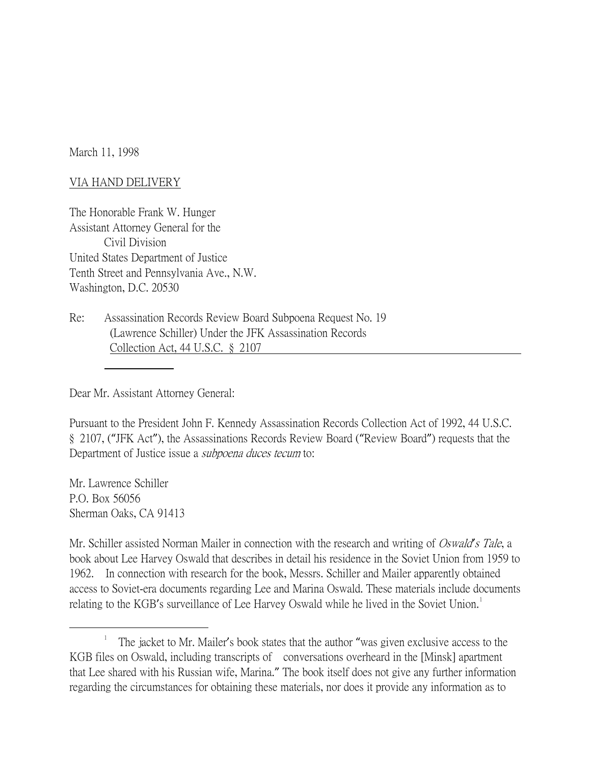March 11, 1998

VIA HAND DELIVERY

The Honorable Frank W. Hunger
Assistant Attorney General for the
Civil Division
United States Department of Justice
Tenth Street and Pennsylvania Ave., N.W.
Washington, D.C. 20530

Re: Assassination Records Review Board Subpoena Request No. 19 (Lawrence Schiller) Under the JFK Assassination Records Collection Act, 44 U.S.C. § 2107

Dear Mr. Assistant Attorney General:

Pursuant to the President John F. Kennedy Assassination Records Collection Act of 1992, 44 U.S.C. § 2107, ("JFK Act"), the Assassinations Records Review Board ("Review Board") requests that the Department of Justice issue a *subpoena duces tecum* to:

Mr. Lawrence Schiller
P.O. Box 56056
Sherman Oaks, CA 91413

Mr. Schiller assisted Norman Mailer in connection with the research and writing of *Oswald's Tale*, a book about Lee Harvey Oswald that describes in detail his residence in the Soviet Union from 1959 to 1962. In connection with research for the book, Messrs. Schiller and Mailer apparently obtained access to Soviet-era documents regarding Lee and Marina Oswald. These materials include documents relating to the KGB's surveillance of Lee Harvey Oswald while he lived in the Soviet Union.[1]

[1] The jacket to Mr. Mailer's book states that the author "was given exclusive access to the KGB files on Oswald, including transcripts of conversations overheard in the [Minsk] apartment that Lee shared with his Russian wife, Marina." The book itself does not give any further information regarding the circumstances for obtaining these materials, nor does it provide any information as to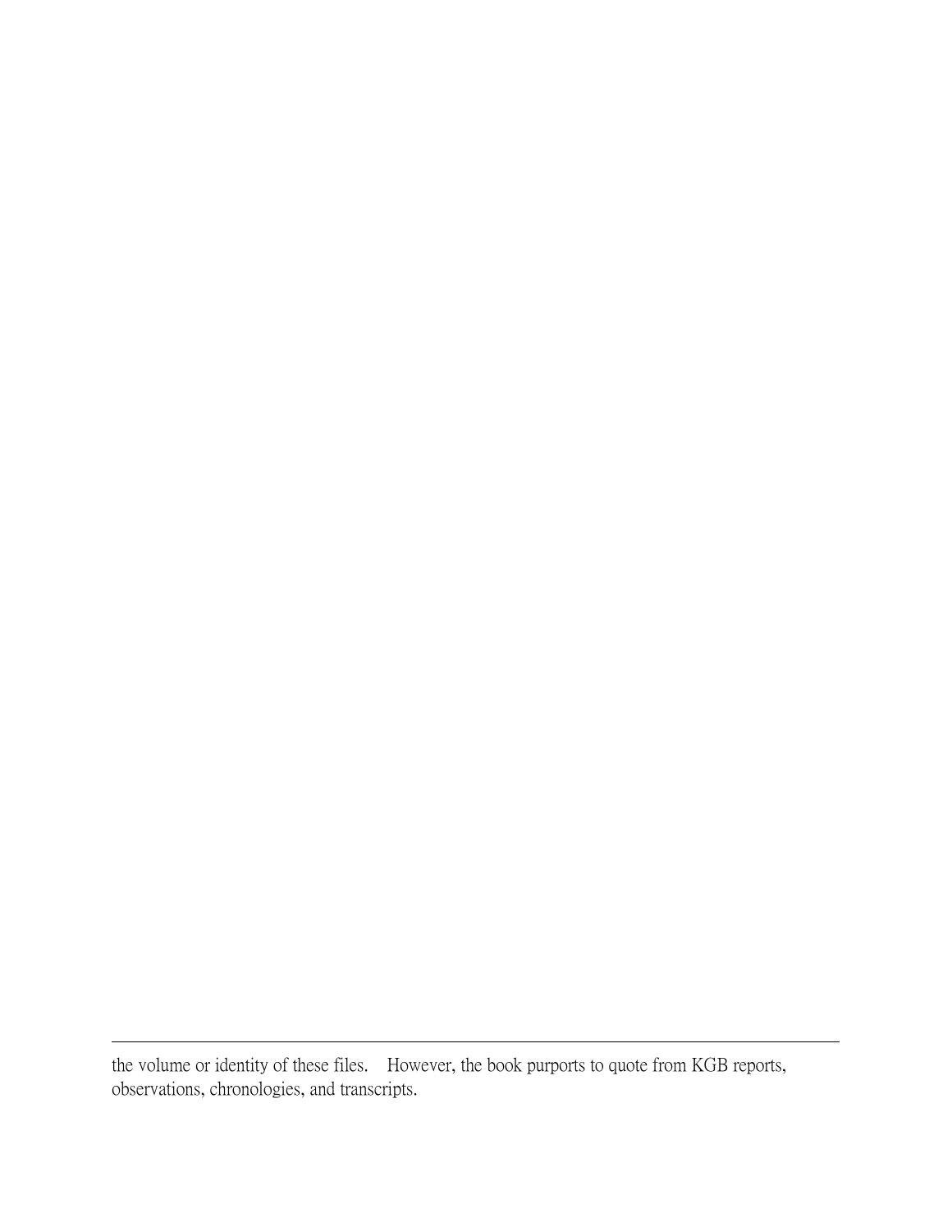the volume or identity of these files. However, the book purports to quote from KGB reports, observations, chronologies, and transcripts.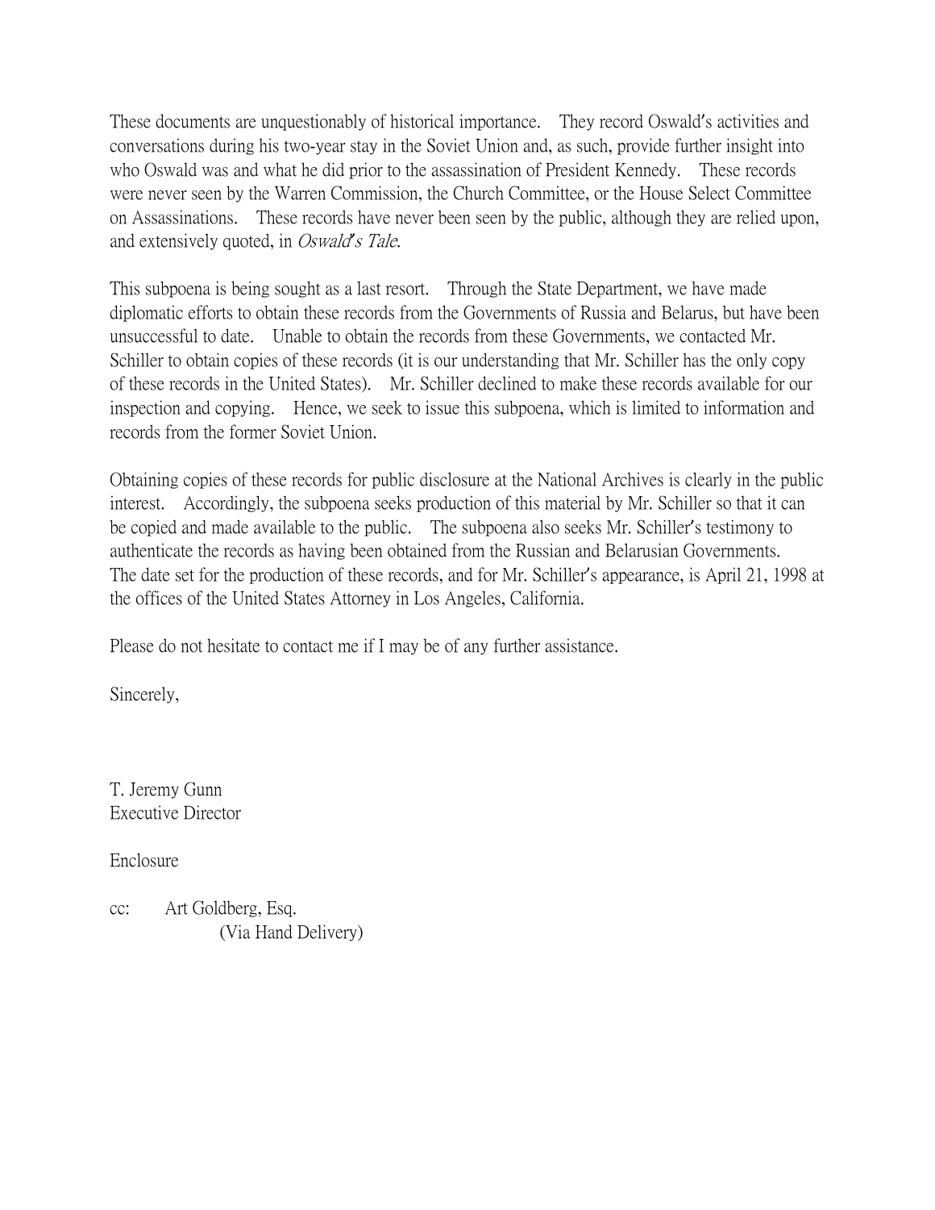These documents are unquestionably of historical importance. They record Oswald's activities and conversations during his two-year stay in the Soviet Union and, as such, provide further insight into who Oswald was and what he did prior to the assassination of President Kennedy. These records were never seen by the Warren Commission, the Church Committee, or the House Select Committee on Assassinations. These records have never been seen by the public, although they are relied upon, and extensively quoted, in *Oswald's Tale*.

This subpoena is being sought as a last resort. Through the State Department, we have made diplomatic efforts to obtain these records from the Governments of Russia and Belarus, but have been unsuccessful to date. Unable to obtain the records from these Governments, we contacted Mr. Schiller to obtain copies of these records (it is our understanding that Mr. Schiller has the only copy of these records in the United States). Mr. Schiller declined to make these records available for our inspection and copying. Hence, we seek to issue this subpoena, which is limited to information and records from the former Soviet Union.

Obtaining copies of these records for public disclosure at the National Archives is clearly in the public interest. Accordingly, the subpoena seeks production of this material by Mr. Schiller so that it can be copied and made available to the public. The subpoena also seeks Mr. Schiller's testimony to authenticate the records as having been obtained from the Russian and Belarusian Governments. The date set for the production of these records, and for Mr. Schiller's appearance, is April 21, 1998 at the offices of the United States Attorney in Los Angeles, California.

Please do not hesitate to contact me if I may be of any further assistance.

Sincerely,

T. Jeremy Gunn
Executive Director

Enclosure

cc: Art Goldberg, Esq.
(Via Hand Delivery)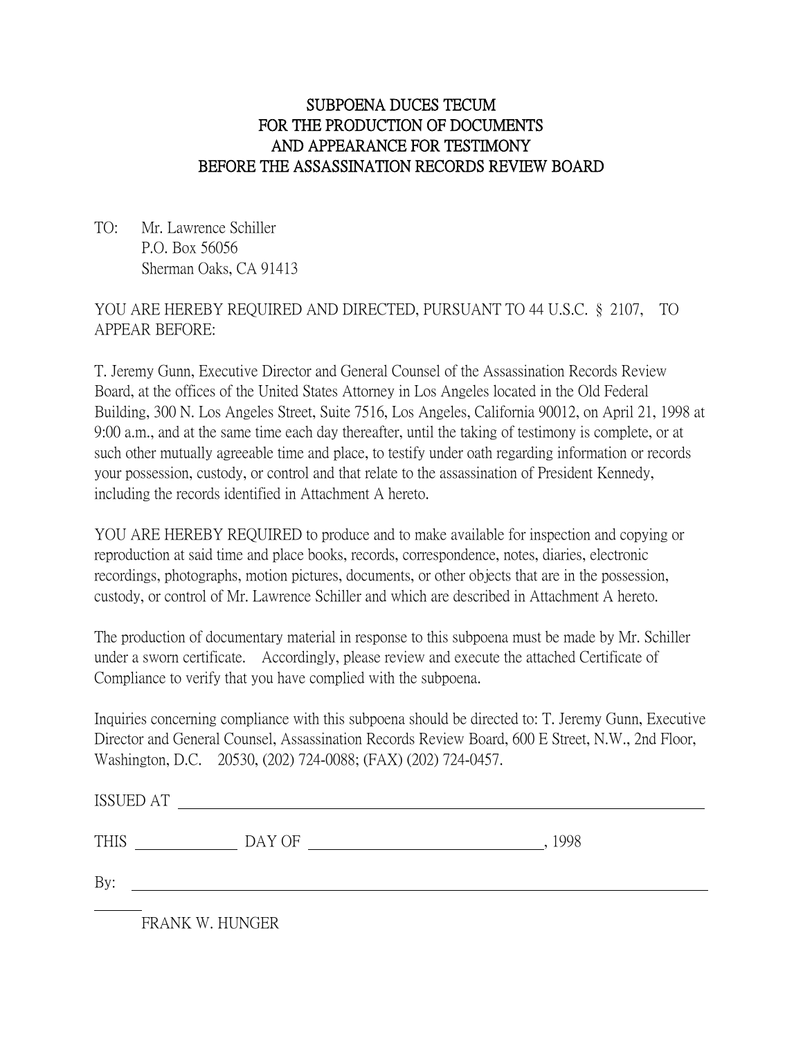# SUBPOENA DUCES TECUM
# FOR THE PRODUCTION OF DOCUMENTS
# AND APPEARANCE FOR TESTIMONY
# BEFORE THE ASSASSINATION RECORDS REVIEW BOARD

TO: Mr. Lawrence Schiller
P.O. Box 56056
Sherman Oaks, CA 91413

YOU ARE HEREBY REQUIRED AND DIRECTED, PURSUANT TO 44 U.S.C. § 2107, TO APPEAR BEFORE:

T. Jeremy Gunn, Executive Director and General Counsel of the Assassination Records Review Board, at the offices of the United States Attorney in Los Angeles located in the Old Federal Building, 300 N. Los Angeles Street, Suite 7516, Los Angeles, California 90012, on April 21, 1998 at 9:00 a.m., and at the same time each day thereafter, until the taking of testimony is complete, or at such other mutually agreeable time and place, to testify under oath regarding information or records your possession, custody, or control and that relate to the assassination of President Kennedy, including the records identified in Attachment A hereto.

YOU ARE HEREBY REQUIRED to produce and to make available for inspection and copying or reproduction at said time and place books, records, correspondence, notes, diaries, electronic recordings, photographs, motion pictures, documents, or other objects that are in the possession, custody, or control of Mr. Lawrence Schiller and which are described in Attachment A hereto.

The production of documentary material in response to this subpoena must be made by Mr. Schiller under a sworn certificate. Accordingly, please review and execute the attached Certificate of Compliance to verify that you have complied with the subpoena.

Inquiries concerning compliance with this subpoena should be directed to: T. Jeremy Gunn, Executive Director and General Counsel, Assassination Records Review Board, 600 E Street, N.W., 2nd Floor, Washington, D.C. 20530, (202) 724-0088; (FAX) (202) 724-0457.

ISSUED AT ______________________________

THIS __________ DAY OF ____________________, 1998

By: ______________________________

FRANK W. HUNGER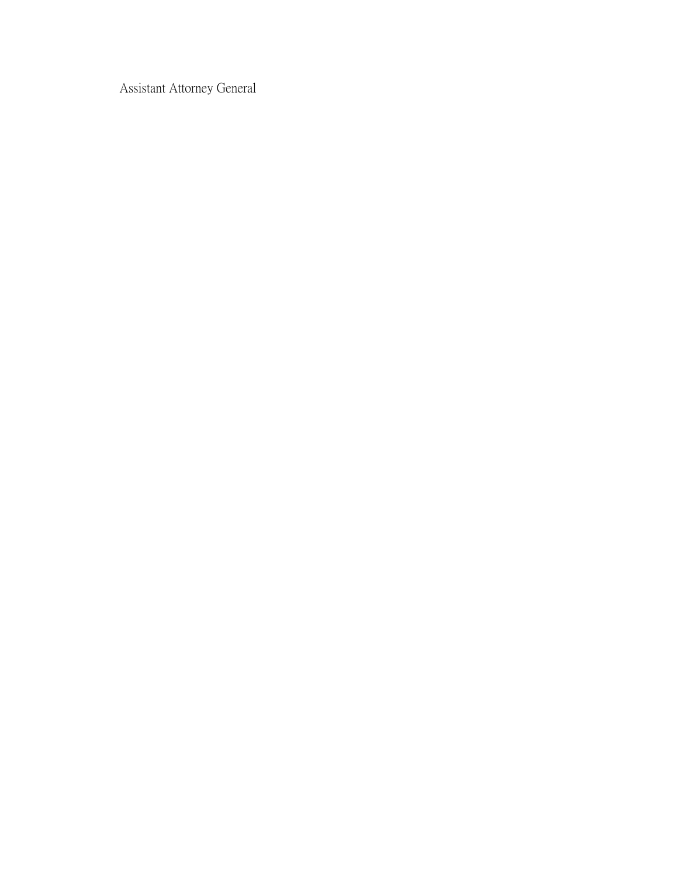Assistant Attorney General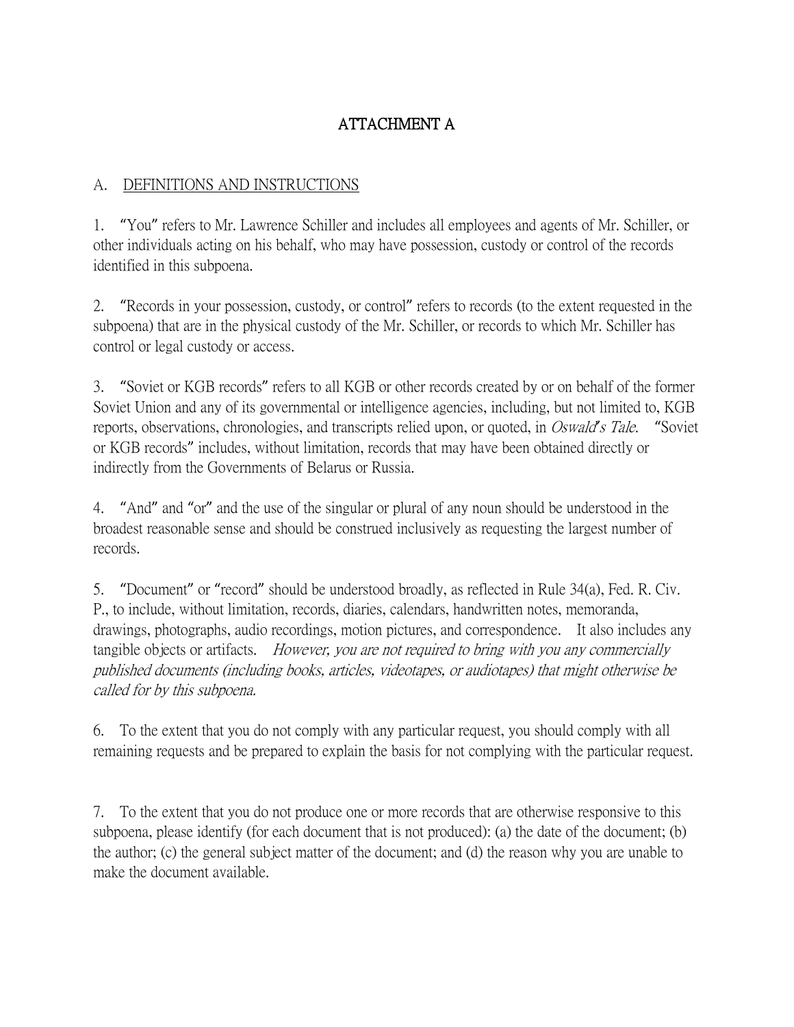# ATTACHMENT A

## A. DEFINITIONS AND INSTRUCTIONS

1. "You" refers to Mr. Lawrence Schiller and includes all employees and agents of Mr. Schiller, or other individuals acting on his behalf, who may have possession, custody or control of the records identified in this subpoena.

2. "Records in your possession, custody, or control" refers to records (to the extent requested in the subpoena) that are in the physical custody of the Mr. Schiller, or records to which Mr. Schiller has control or legal custody or access.

3. "Soviet or KGB records" refers to all KGB or other records created by or on behalf of the former Soviet Union and any of its governmental or intelligence agencies, including, but not limited to, KGB reports, observations, chronologies, and transcripts relied upon, or quoted, in *Oswald's Tale*. "Soviet or KGB records" includes, without limitation, records that may have been obtained directly or indirectly from the Governments of Belarus or Russia.

4. "And" and "or" and the use of the singular or plural of any noun should be understood in the broadest reasonable sense and should be construed inclusively as requesting the largest number of records.

5. "Document" or "record" should be understood broadly, as reflected in Rule 34(a), Fed. R. Civ. P., to include, without limitation, records, diaries, calendars, handwritten notes, memoranda, drawings, photographs, audio recordings, motion pictures, and correspondence. It also includes any tangible objects or artifacts. *However, you are not required to bring with you any commercially published documents (including books, articles, videotapes, or audiotapes) that might otherwise be called for by this subpoena.*

6. To the extent that you do not comply with any particular request, you should comply with all remaining requests and be prepared to explain the basis for not complying with the particular request.

7. To the extent that you do not produce one or more records that are otherwise responsive to this subpoena, please identify (for each document that is not produced): (a) the date of the document; (b) the author; (c) the general subject matter of the document; and (d) the reason why you are unable to make the document available.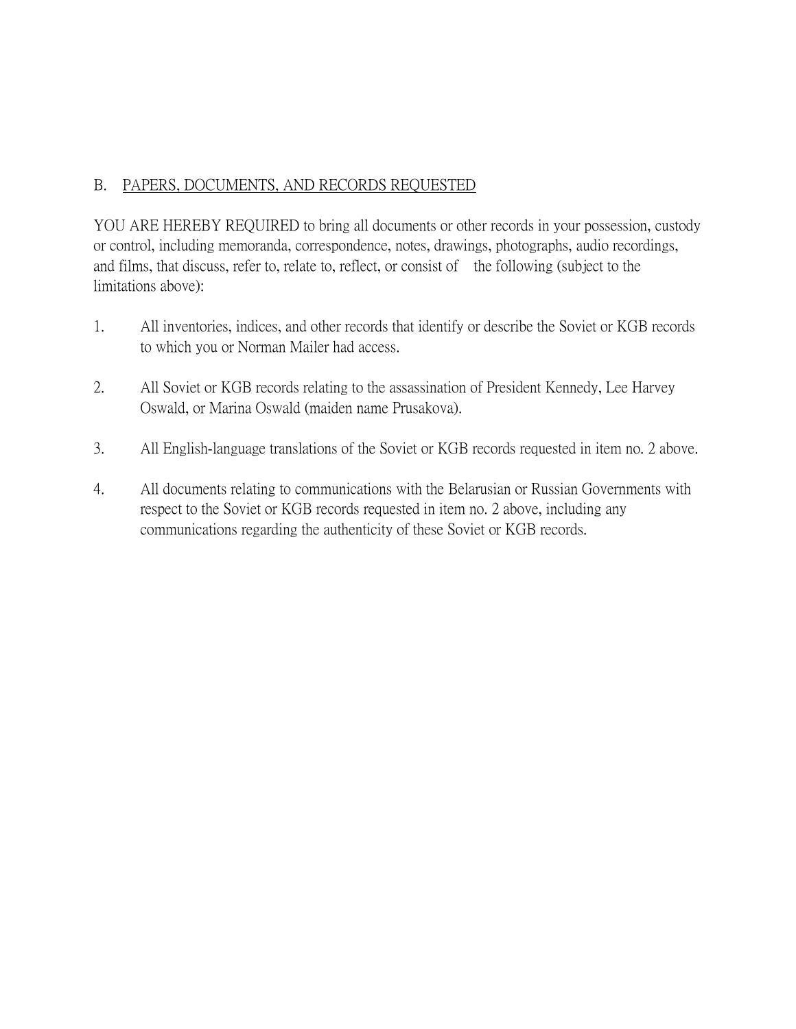## B. PAPERS, DOCUMENTS, AND RECORDS REQUESTED

YOU ARE HEREBY REQUIRED to bring all documents or other records in your possession, custody or control, including memoranda, correspondence, notes, drawings, photographs, audio recordings, and films, that discuss, refer to, relate to, reflect, or consist of the following (subject to the limitations above):

1. All inventories, indices, and other records that identify or describe the Soviet or KGB records to which you or Norman Mailer had access.

2. All Soviet or KGB records relating to the assassination of President Kennedy, Lee Harvey Oswald, or Marina Oswald (maiden name Prusakova).

3. All English-language translations of the Soviet or KGB records requested in item no. 2 above.

4. All documents relating to communications with the Belarusian or Russian Governments with respect to the Soviet or KGB records requested in item no. 2 above, including any communications regarding the authenticity of these Soviet or KGB records.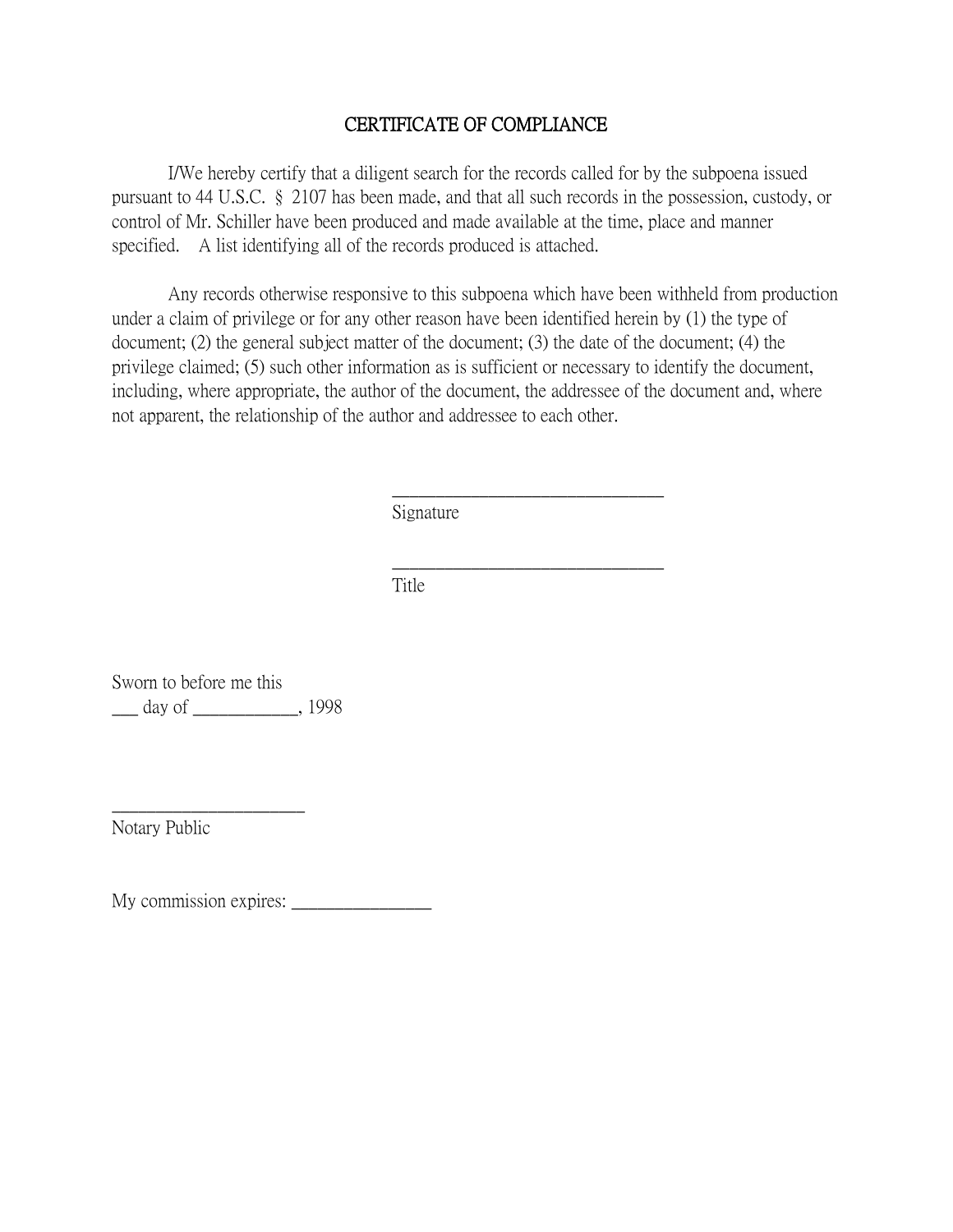## CERTIFICATE OF COMPLIANCE

I/We hereby certify that a diligent search for the records called for by the subpoena issued pursuant to 44 U.S.C. § 2107 has been made, and that all such records in the possession, custody, or control of Mr. Schiller have been produced and made available at the time, place and manner specified. A list identifying all of the records produced is attached.

Any records otherwise responsive to this subpoena which have been withheld from production under a claim of privilege or for any other reason have been identified herein by (1) the type of document; (2) the general subject matter of the document; (3) the date of the document; (4) the privilege claimed; (5) such other information as is sufficient or necessary to identify the document, including, where appropriate, the author of the document, the addressee of the document and, where not apparent, the relationship of the author and addressee to each other.

______________________________
Signature

______________________________
Title

Sworn to before me this
___ day of ____________, 1998

______________________
Notary Public

My commission expires: ________________